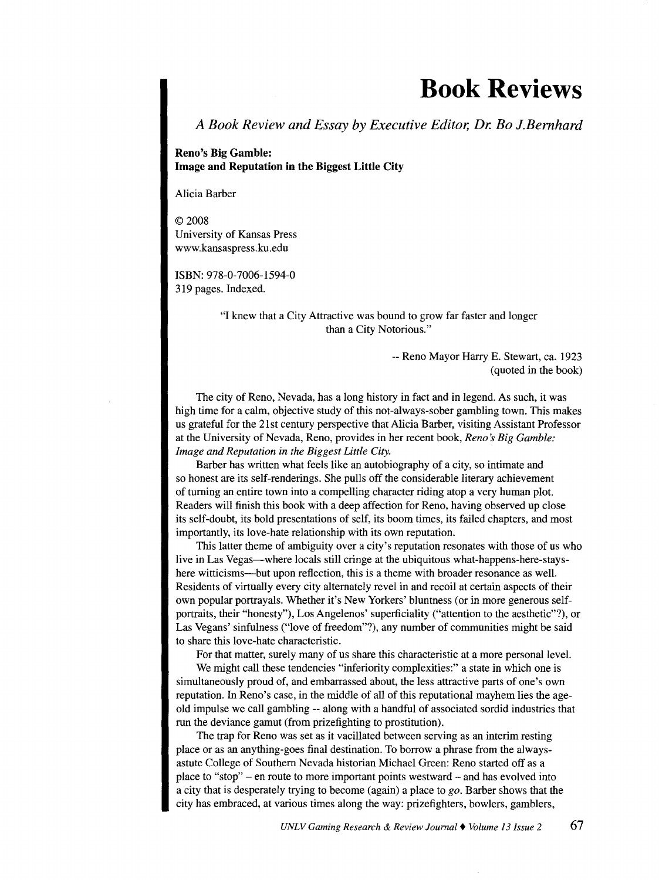# Book Reviews

*A Book Review and Essay by Executive Editor, Dr. Bo J.Bernhard*

**Reno's Big Gamble:**
**Image and Reputation in the Biggest Little City**

Alicia Barber

© 2008
University of Kansas Press
www.kansaspress.ku.edu

ISBN: 978-0-7006-1594-0
319 pages. Indexed.

"I knew that a City Attractive was bound to grow far faster and longer than a City Notorious."

-- Reno Mayor Harry E. Stewart, ca. 1923
(quoted in the book)

The city of Reno, Nevada, has a long history in fact and in legend. As such, it was high time for a calm, objective study of this not-always-sober gambling town. This makes us grateful for the 21st century perspective that Alicia Barber, visiting Assistant Professor at the University of Nevada, Reno, provides in her recent book, *Reno's Big Gamble: Image and Reputation in the Biggest Little City.*

Barber has written what feels like an autobiography of a city, so intimate and so honest are its self-renderings. She pulls off the considerable literary achievement of turning an entire town into a compelling character riding atop a very human plot. Readers will finish this book with a deep affection for Reno, having observed up close its self-doubt, its bold presentations of self, its boom times, its failed chapters, and most importantly, its love-hate relationship with its own reputation.

This latter theme of ambiguity over a city's reputation resonates with those of us who live in Las Vegas—where locals still cringe at the ubiquitous what-happens-here-stays-here witticisms—but upon reflection, this is a theme with broader resonance as well. Residents of virtually every city alternately revel in and recoil at certain aspects of their own popular portrayals. Whether it's New Yorkers' bluntness (or in more generous self-portraits, their "honesty"), Los Angelenos' superficiality ("attention to the aesthetic"?), or Las Vegans' sinfulness ("love of freedom"?), any number of communities might be said to share this love-hate characteristic.

For that matter, surely many of us share this characteristic at a more personal level.

We might call these tendencies "inferiority complexities:" a state in which one is simultaneously proud of, and embarrassed about, the less attractive parts of one's own reputation. In Reno's case, in the middle of all of this reputational mayhem lies the age-old impulse we call gambling -- along with a handful of associated sordid industries that run the deviance gamut (from prizefighting to prostitution).

The trap for Reno was set as it vacillated between serving as an interim resting place or as an anything-goes final destination. To borrow a phrase from the always-astute College of Southern Nevada historian Michael Green: Reno started off as a place to "stop" – en route to more important points westward – and has evolved into a city that is desperately trying to become (again) a place to *go*. Barber shows that the city has embraced, at various times along the way: prizefighters, bowlers, gamblers,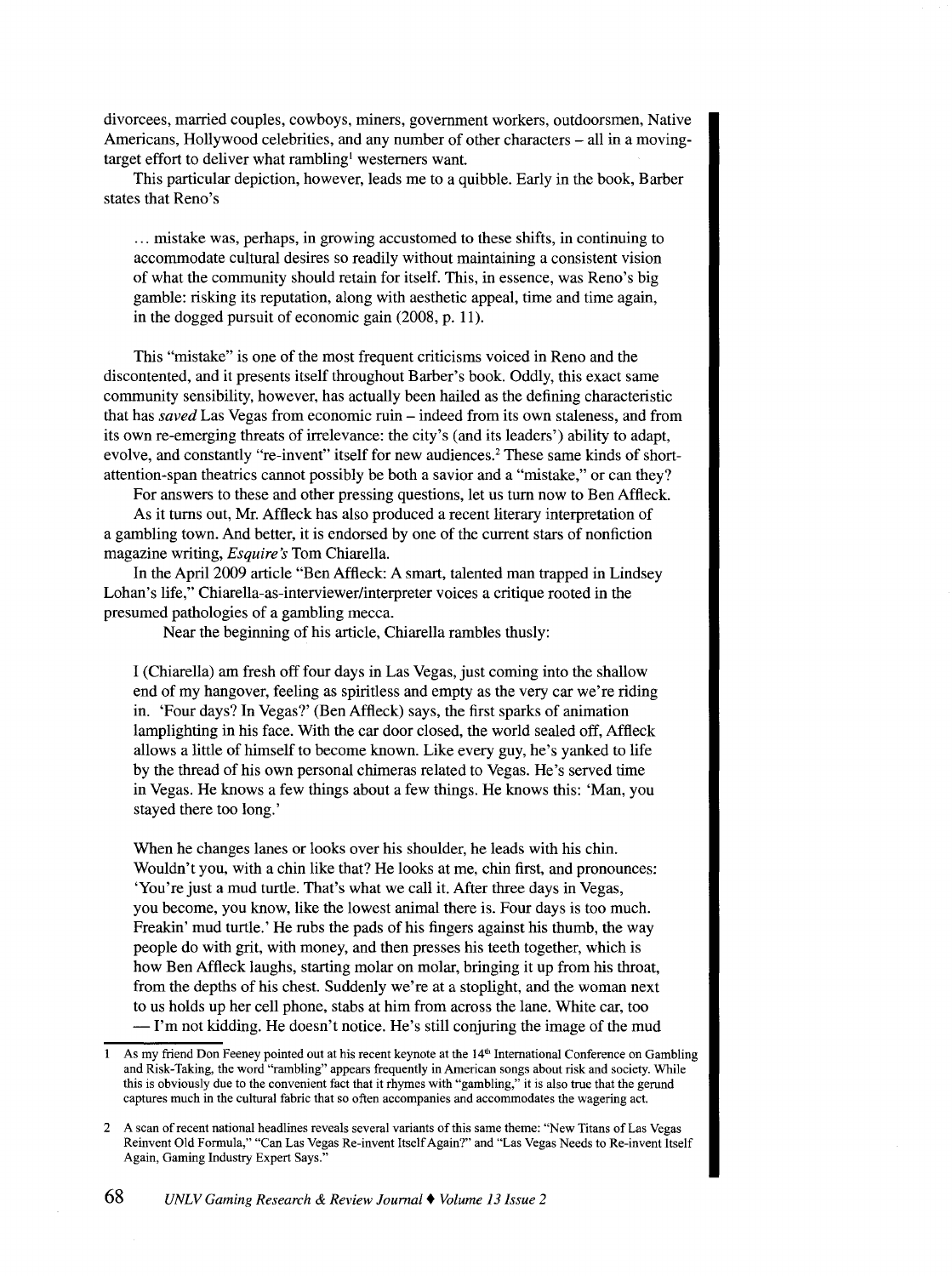divorcees, married couples, cowboys, miners, government workers, outdoorsmen, Native Americans, Hollywood celebrities, and any number of other characters – all in a moving-target effort to deliver what rambling[1] westerners want.

This particular depiction, however, leads me to a quibble. Early in the book, Barber states that Reno's

> ... mistake was, perhaps, in growing accustomed to these shifts, in continuing to accommodate cultural desires so readily without maintaining a consistent vision of what the community should retain for itself. This, in essence, was Reno's big gamble: risking its reputation, along with aesthetic appeal, time and time again, in the dogged pursuit of economic gain (2008, p. 11).

This "mistake" is one of the most frequent criticisms voiced in Reno and the discontented, and it presents itself throughout Barber's book. Oddly, this exact same community sensibility, however, has actually been hailed as the defining characteristic that has *saved* Las Vegas from economic ruin – indeed from its own staleness, and from its own re-emerging threats of irrelevance: the city's (and its leaders') ability to adapt, evolve, and constantly "re-invent" itself for new audiences.[2] These same kinds of short-attention-span theatrics cannot possibly be both a savior and a "mistake," or can they?

For answers to these and other pressing questions, let us turn now to Ben Affleck.

As it turns out, Mr. Affleck has also produced a recent literary interpretation of a gambling town. And better, it is endorsed by one of the current stars of nonfiction magazine writing, *Esquire's* Tom Chiarella.

In the April 2009 article "Ben Affleck: A smart, talented man trapped in Lindsey Lohan's life," Chiarella-as-interviewer/interpreter voices a critique rooted in the presumed pathologies of a gambling mecca.

Near the beginning of his article, Chiarella rambles thusly:

> I (Chiarella) am fresh off four days in Las Vegas, just coming into the shallow end of my hangover, feeling as spiritless and empty as the very car we're riding in. 'Four days? In Vegas?' (Ben Affleck) says, the first sparks of animation lamplighting in his face. With the car door closed, the world sealed off, Affleck allows a little of himself to become known. Like every guy, he's yanked to life by the thread of his own personal chimeras related to Vegas. He's served time in Vegas. He knows a few things about a few things. He knows this: 'Man, you stayed there too long.'
>
> When he changes lanes or looks over his shoulder, he leads with his chin. Wouldn't you, with a chin like that? He looks at me, chin first, and pronounces: 'You're just a mud turtle. That's what we call it. After three days in Vegas, you become, you know, like the lowest animal there is. Four days is too much. Freakin' mud turtle.' He rubs the pads of his fingers against his thumb, the way people do with grit, with money, and then presses his teeth together, which is how Ben Affleck laughs, starting molar on molar, bringing it up from his throat, from the depths of his chest. Suddenly we're at a stoplight, and the woman next to us holds up her cell phone, stabs at him from across the lane. White car, too — I'm not kidding. He doesn't notice. He's still conjuring the image of the mud

---

[1] As my friend Don Feeney pointed out at his recent keynote at the 14th International Conference on Gambling and Risk-Taking, the word "rambling" appears frequently in American songs about risk and society. While this is obviously due to the convenient fact that it rhymes with "gambling," it is also true that the gerund captures much in the cultural fabric that so often accompanies and accommodates the wagering act.

[2] A scan of recent national headlines reveals several variants of this same theme: "New Titans of Las Vegas Reinvent Old Formula," "Can Las Vegas Re-invent Itself Again?" and "Las Vegas Needs to Re-invent Itself Again, Gaming Industry Expert Says."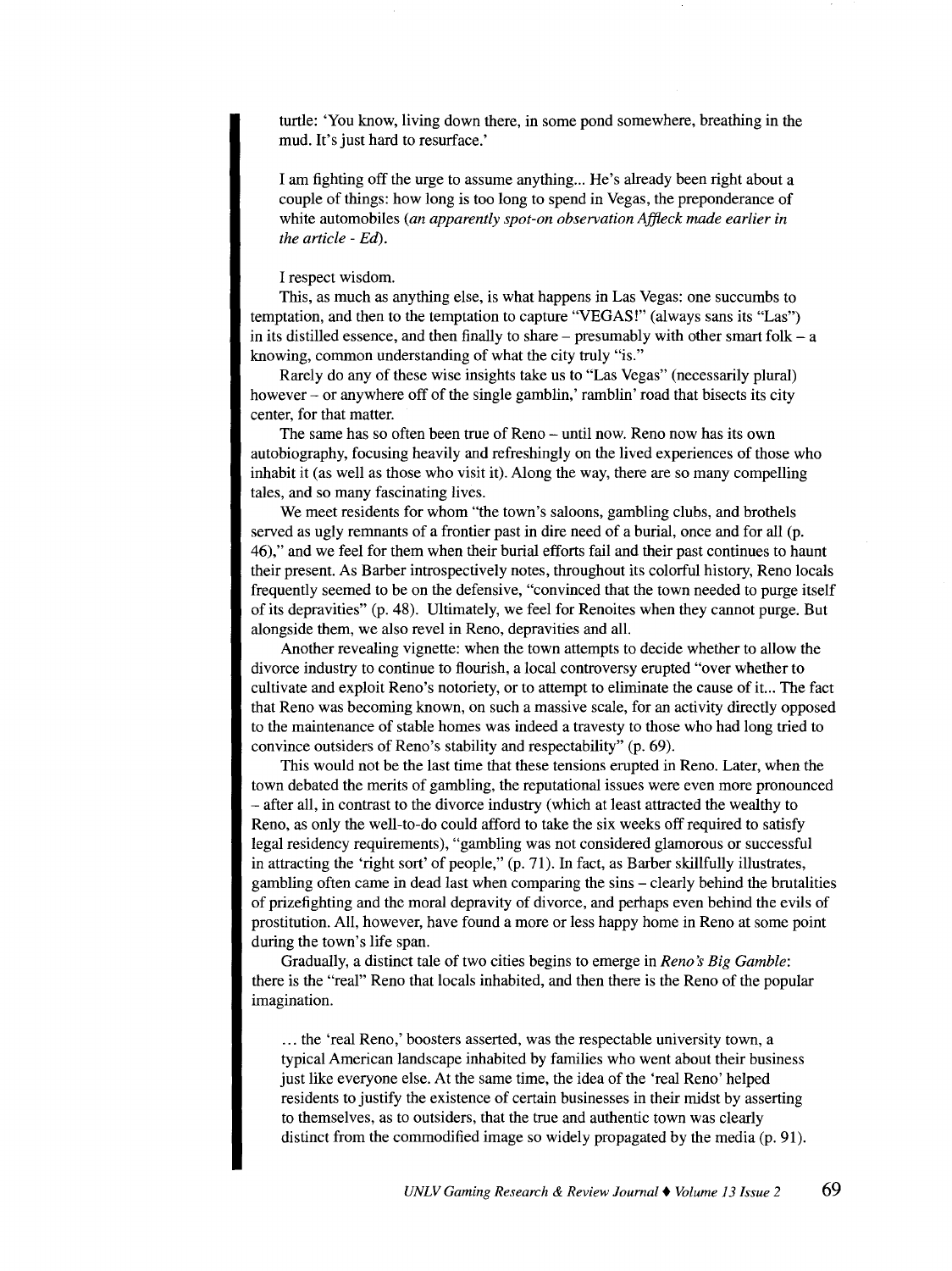turtle: 'You know, living down there, in some pond somewhere, breathing in the mud. It's just hard to resurface.'

I am fighting off the urge to assume anything... He's already been right about a couple of things: how long is too long to spend in Vegas, the preponderance of white automobiles (*an apparently spot-on observation Affleck made earlier in the article - Ed*).

I respect wisdom.

This, as much as anything else, is what happens in Las Vegas: one succumbs to temptation, and then to the temptation to capture "VEGAS!" (always sans its "Las") in its distilled essence, and then finally to share – presumably with other smart folk – a knowing, common understanding of what the city truly "is."

Rarely do any of these wise insights take us to "Las Vegas" (necessarily plural) however – or anywhere off of the single gamblin,' ramblin' road that bisects its city center, for that matter.

The same has so often been true of Reno – until now. Reno now has its own autobiography, focusing heavily and refreshingly on the lived experiences of those who inhabit it (as well as those who visit it). Along the way, there are so many compelling tales, and so many fascinating lives.

We meet residents for whom "the town's saloons, gambling clubs, and brothels served as ugly remnants of a frontier past in dire need of a burial, once and for all (p. 46)," and we feel for them when their burial efforts fail and their past continues to haunt their present. As Barber introspectively notes, throughout its colorful history, Reno locals frequently seemed to be on the defensive, "convinced that the town needed to purge itself of its depravities" (p. 48). Ultimately, we feel for Renoites when they cannot purge. But alongside them, we also revel in Reno, depravities and all.

Another revealing vignette: when the town attempts to decide whether to allow the divorce industry to continue to flourish, a local controversy erupted "over whether to cultivate and exploit Reno's notoriety, or to attempt to eliminate the cause of it... The fact that Reno was becoming known, on such a massive scale, for an activity directly opposed to the maintenance of stable homes was indeed a travesty to those who had long tried to convince outsiders of Reno's stability and respectability" (p. 69).

This would not be the last time that these tensions erupted in Reno. Later, when the town debated the merits of gambling, the reputational issues were even more pronounced – after all, in contrast to the divorce industry (which at least attracted the wealthy to Reno, as only the well-to-do could afford to take the six weeks off required to satisfy legal residency requirements), "gambling was not considered glamorous or successful in attracting the 'right sort' of people," (p. 71). In fact, as Barber skillfully illustrates, gambling often came in dead last when comparing the sins – clearly behind the brutalities of prizefighting and the moral depravity of divorce, and perhaps even behind the evils of prostitution. All, however, have found a more or less happy home in Reno at some point during the town's life span.

Gradually, a distinct tale of two cities begins to emerge in *Reno's Big Gamble*: there is the "real" Reno that locals inhabited, and then there is the Reno of the popular imagination.

> ... the 'real Reno,' boosters asserted, was the respectable university town, a typical American landscape inhabited by families who went about their business just like everyone else. At the same time, the idea of the 'real Reno' helped residents to justify the existence of certain businesses in their midst by asserting to themselves, as to outsiders, that the true and authentic town was clearly distinct from the commodified image so widely propagated by the media (p. 91).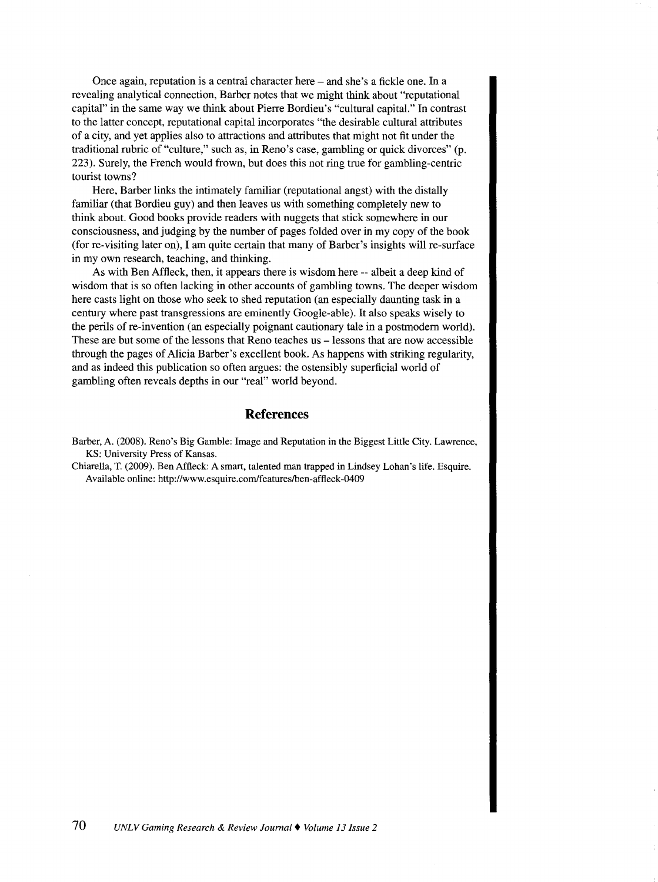Once again, reputation is a central character here – and she's a fickle one. In a revealing analytical connection, Barber notes that we might think about "reputational capital" in the same way we think about Pierre Bordieu's "cultural capital." In contrast to the latter concept, reputational capital incorporates "the desirable cultural attributes of a city, and yet applies also to attractions and attributes that might not fit under the traditional rubric of "culture," such as, in Reno's case, gambling or quick divorces" (p. 223). Surely, the French would frown, but does this not ring true for gambling-centric tourist towns?

Here, Barber links the intimately familiar (reputational angst) with the distally familiar (that Bordieu guy) and then leaves us with something completely new to think about. Good books provide readers with nuggets that stick somewhere in our consciousness, and judging by the number of pages folded over in my copy of the book (for re-visiting later on), I am quite certain that many of Barber's insights will re-surface in my own research, teaching, and thinking.

As with Ben Affleck, then, it appears there is wisdom here -- albeit a deep kind of wisdom that is so often lacking in other accounts of gambling towns. The deeper wisdom here casts light on those who seek to shed reputation (an especially daunting task in a century where past transgressions are eminently Google-able). It also speaks wisely to the perils of re-invention (an especially poignant cautionary tale in a postmodern world). These are but some of the lessons that Reno teaches us – lessons that are now accessible through the pages of Alicia Barber's excellent book. As happens with striking regularity, and as indeed this publication so often argues: the ostensibly superficial world of gambling often reveals depths in our "real" world beyond.

## References

Barber, A. (2008). Reno's Big Gamble: Image and Reputation in the Biggest Little City. Lawrence, KS: University Press of Kansas.

Chiarella, T. (2009). Ben Affleck: A smart, talented man trapped in Lindsey Lohan's life. Esquire. Available online: http://www.esquire.com/features/ben-affleck-0409